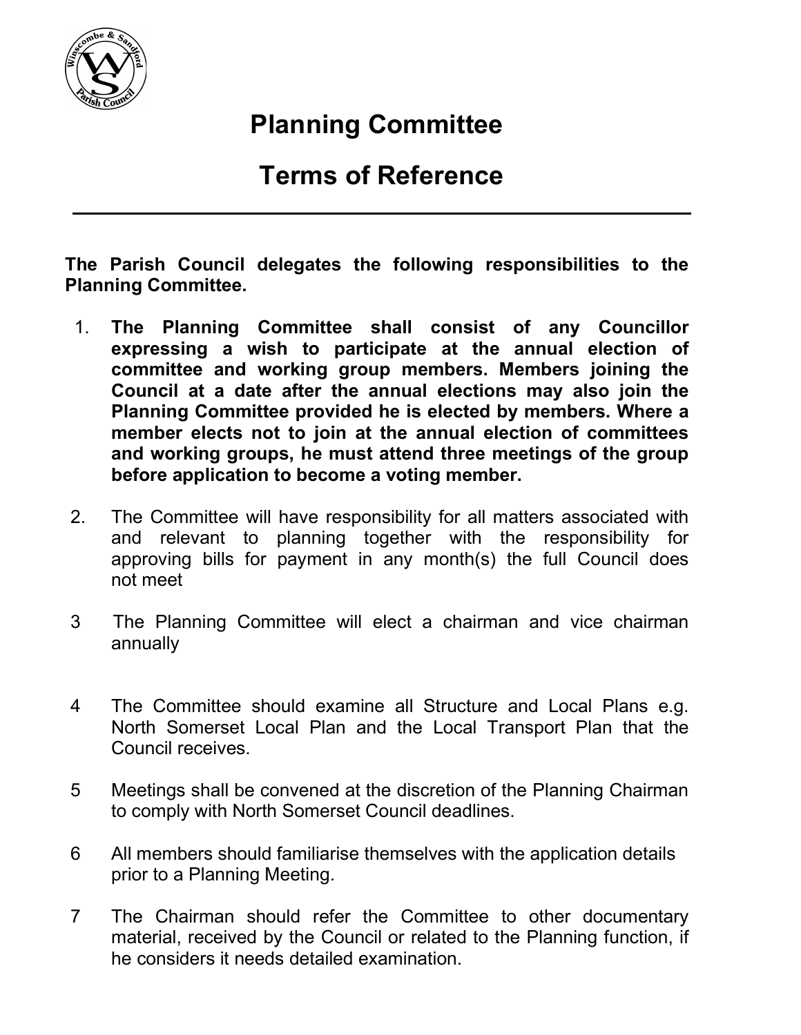# Planning Committee

# Terms of Reference

---

**The Parish Council delegates the following responsibilities to the Planning Committee.**

1. **The Planning Committee shall consist of any Councillor expressing a wish to participate at the annual election of committee and working group members. Members joining the Council at a date after the annual elections may also join the Planning Committee provided he is elected by members. Where a member elects not to join at the annual election of committees and working groups, he must attend three meetings of the group before application to become a voting member.**

2. The Committee will have responsibility for all matters associated with and relevant to planning together with the responsibility for approving bills for payment in any month(s) the full Council does not meet

3. The Planning Committee will elect a chairman and vice chairman annually

4. The Committee should examine all Structure and Local Plans e.g. North Somerset Local Plan and the Local Transport Plan that the Council receives.

5. Meetings shall be convened at the discretion of the Planning Chairman to comply with North Somerset Council deadlines.

6. All members should familiarise themselves with the application details prior to a Planning Meeting.

7. The Chairman should refer the Committee to other documentary material, received by the Council or related to the Planning function, if he considers it needs detailed examination.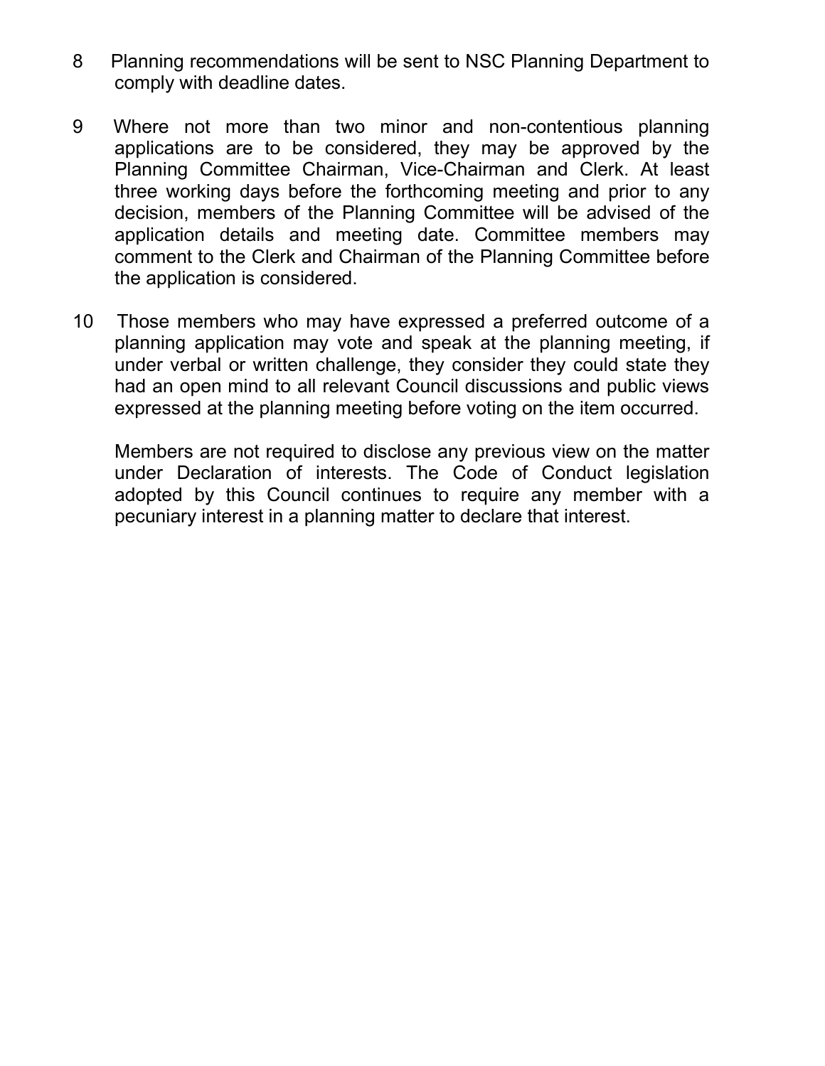8 Planning recommendations will be sent to NSC Planning Department to comply with deadline dates.

9 Where not more than two minor and non-contentious planning applications are to be considered, they may be approved by the Planning Committee Chairman, Vice-Chairman and Clerk. At least three working days before the forthcoming meeting and prior to any decision, members of the Planning Committee will be advised of the application details and meeting date. Committee members may comment to the Clerk and Chairman of the Planning Committee before the application is considered.

10 Those members who may have expressed a preferred outcome of a planning application may vote and speak at the planning meeting, if under verbal or written challenge, they consider they could state they had an open mind to all relevant Council discussions and public views expressed at the planning meeting before voting on the item occurred.

Members are not required to disclose any previous view on the matter under Declaration of interests. The Code of Conduct legislation adopted by this Council continues to require any member with a pecuniary interest in a planning matter to declare that interest.